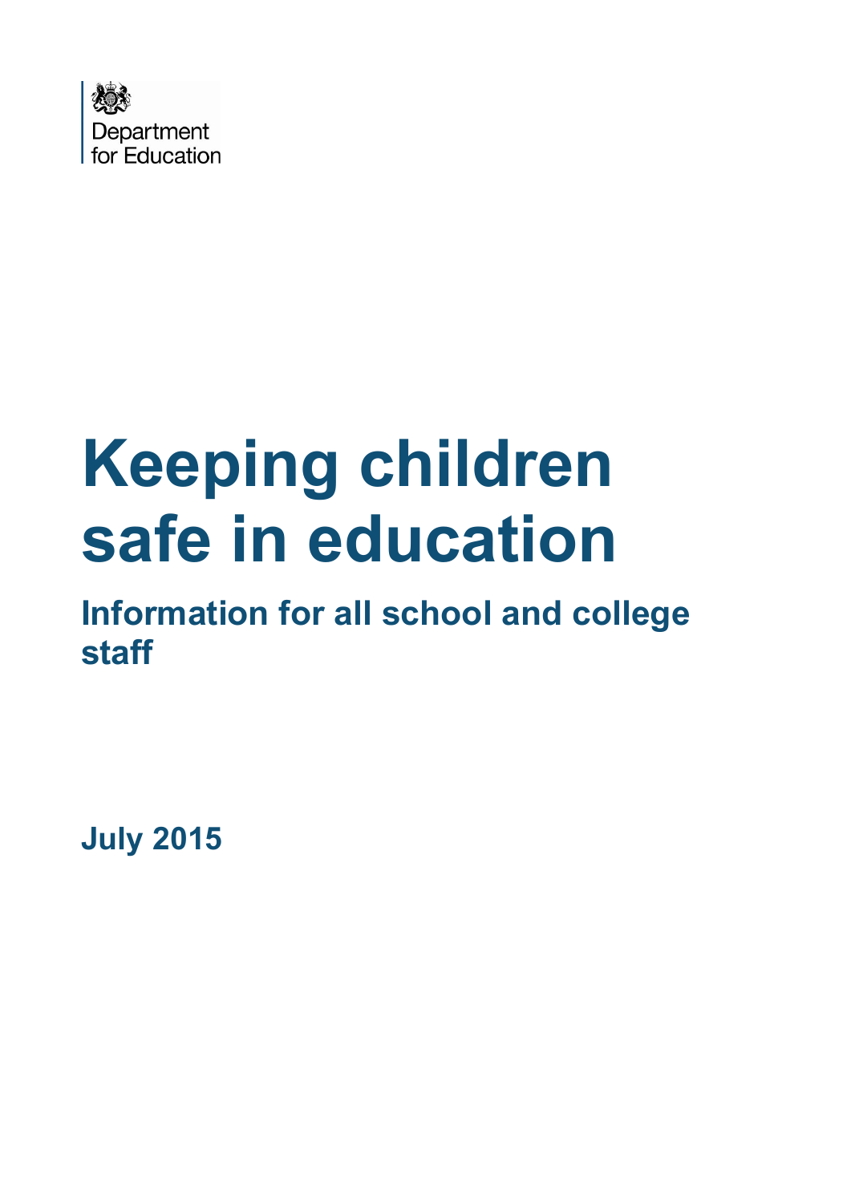Department for Education

# Keeping children safe in education

## Information for all school and college staff

**July 2015**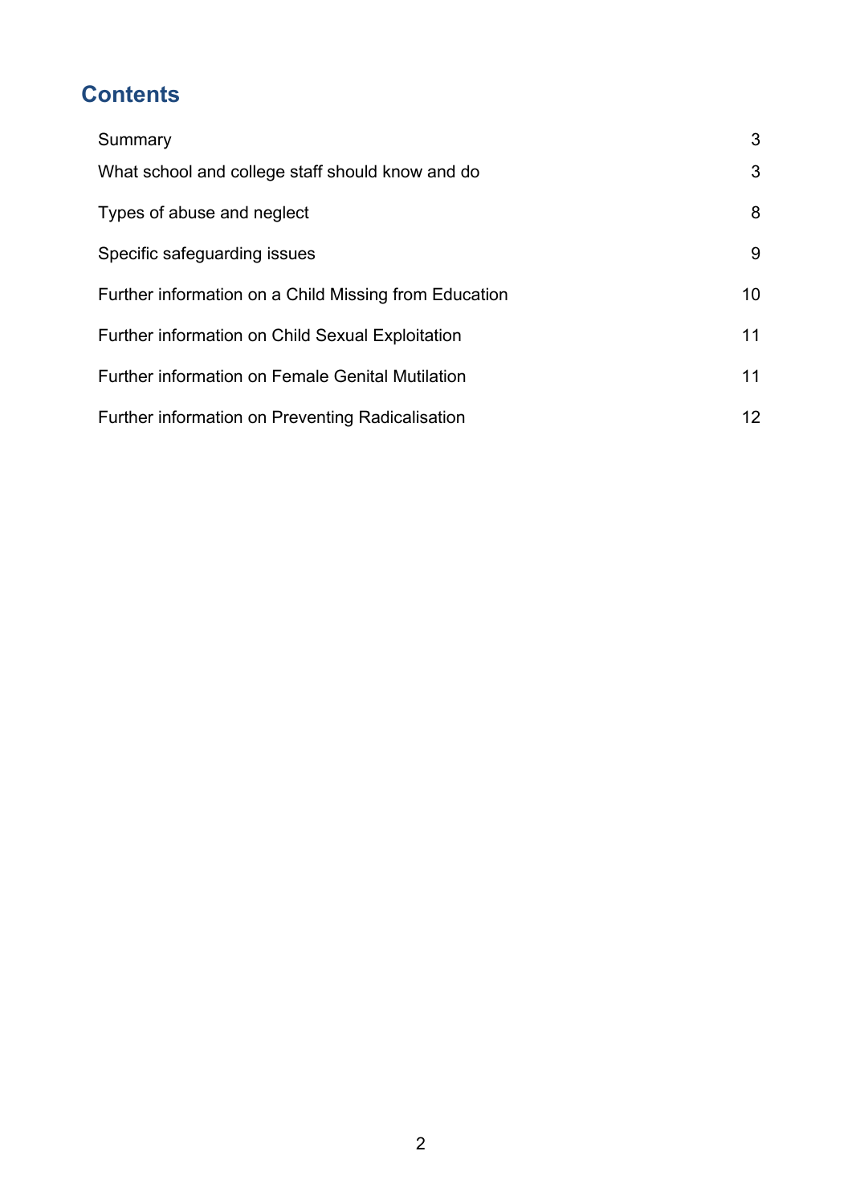## Contents

| | |
|---|---|
| Summary | 3 |
| What school and college staff should know and do | 3 |
| Types of abuse and neglect | 8 |
| Specific safeguarding issues | 9 |
| Further information on a Child Missing from Education | 10 |
| Further information on Child Sexual Exploitation | 11 |
| Further information on Female Genital Mutilation | 11 |
| Further information on Preventing Radicalisation | 12 |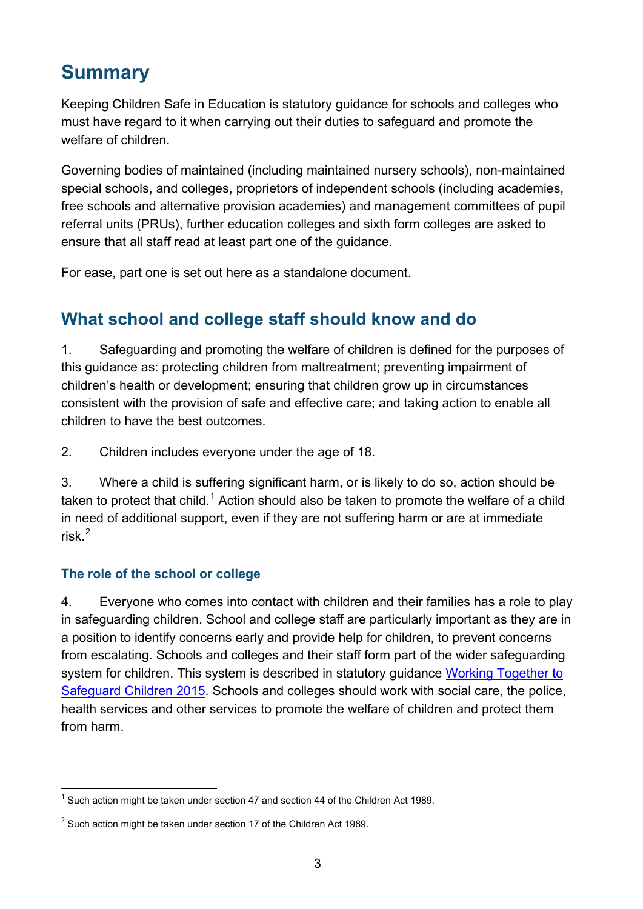# Summary

Keeping Children Safe in Education is statutory guidance for schools and colleges who must have regard to it when carrying out their duties to safeguard and promote the welfare of children.

Governing bodies of maintained (including maintained nursery schools), non-maintained special schools, and colleges, proprietors of independent schools (including academies, free schools and alternative provision academies) and management committees of pupil referral units (PRUs), further education colleges and sixth form colleges are asked to ensure that all staff read at least part one of the guidance.

For ease, part one is set out here as a standalone document.

## What school and college staff should know and do

1. Safeguarding and promoting the welfare of children is defined for the purposes of this guidance as: protecting children from maltreatment; preventing impairment of children's health or development; ensuring that children grow up in circumstances consistent with the provision of safe and effective care; and taking action to enable all children to have the best outcomes.

2. Children includes everyone under the age of 18.

3. Where a child is suffering significant harm, or is likely to do so, action should be taken to protect that child.[1] Action should also be taken to promote the welfare of a child in need of additional support, even if they are not suffering harm or are at immediate risk.[2]

### The role of the school or college

4. Everyone who comes into contact with children and their families has a role to play in safeguarding children. School and college staff are particularly important as they are in a position to identify concerns early and provide help for children, to prevent concerns from escalating. Schools and colleges and their staff form part of the wider safeguarding system for children. This system is described in statutory guidance [Working Together to Safeguard Children 2015](). Schools and colleges should work with social care, the police, health services and other services to promote the welfare of children and protect them from harm.

---

[1] Such action might be taken under section 47 and section 44 of the Children Act 1989.

[2] Such action might be taken under section 17 of the Children Act 1989.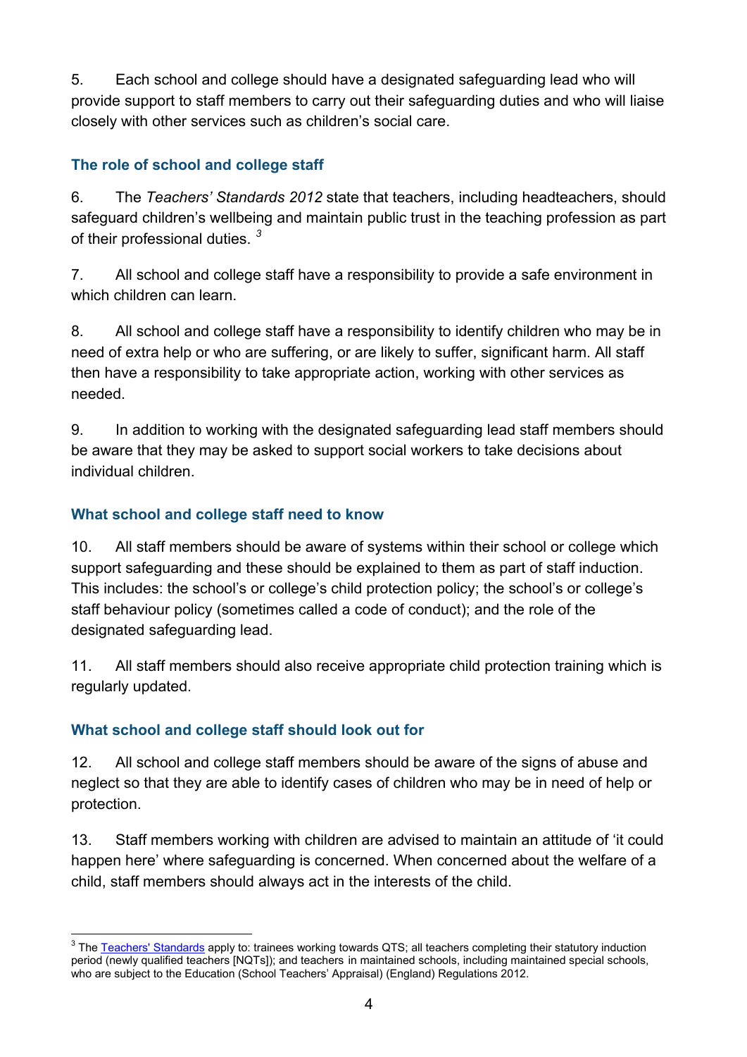5. Each school and college should have a designated safeguarding lead who will provide support to staff members to carry out their safeguarding duties and who will liaise closely with other services such as children's social care.

### The role of school and college staff

6. The *Teachers' Standards 2012* state that teachers, including headteachers, should safeguard children's wellbeing and maintain public trust in the teaching profession as part of their professional duties. [3]

7. All school and college staff have a responsibility to provide a safe environment in which children can learn.

8. All school and college staff have a responsibility to identify children who may be in need of extra help or who are suffering, or are likely to suffer, significant harm. All staff then have a responsibility to take appropriate action, working with other services as needed.

9. In addition to working with the designated safeguarding lead staff members should be aware that they may be asked to support social workers to take decisions about individual children.

### What school and college staff need to know

10. All staff members should be aware of systems within their school or college which support safeguarding and these should be explained to them as part of staff induction. This includes: the school's or college's child protection policy; the school's or college's staff behaviour policy (sometimes called a code of conduct); and the role of the designated safeguarding lead.

11. All staff members should also receive appropriate child protection training which is regularly updated.

### What school and college staff should look out for

12. All school and college staff members should be aware of the signs of abuse and neglect so that they are able to identify cases of children who may be in need of help or protection.

13. Staff members working with children are advised to maintain an attitude of 'it could happen here' where safeguarding is concerned. When concerned about the welfare of a child, staff members should always act in the interests of the child.

---

[3] The Teachers' Standards apply to: trainees working towards QTS; all teachers completing their statutory induction period (newly qualified teachers [NQTs]); and teachers in maintained schools, including maintained special schools, who are subject to the Education (School Teachers' Appraisal) (England) Regulations 2012.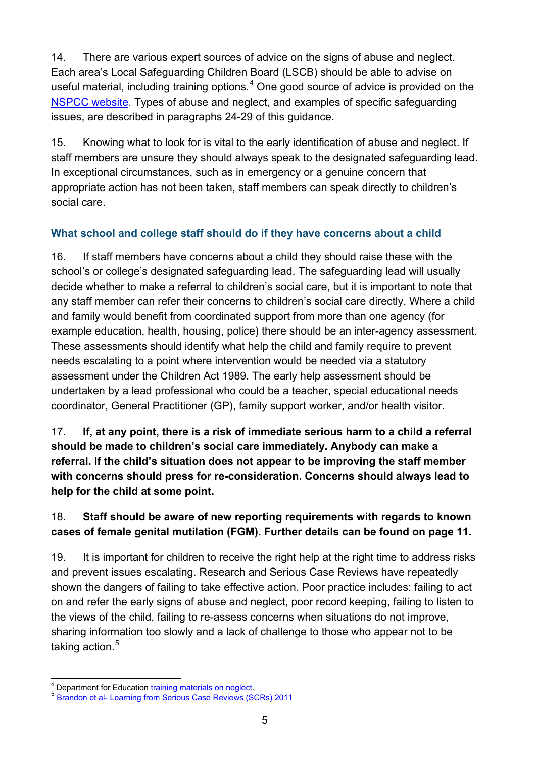14. There are various expert sources of advice on the signs of abuse and neglect. Each area's Local Safeguarding Children Board (LSCB) should be able to advise on useful material, including training options.[4] One good source of advice is provided on the NSPCC website. Types of abuse and neglect, and examples of specific safeguarding issues, are described in paragraphs 24-29 of this guidance.

15. Knowing what to look for is vital to the early identification of abuse and neglect. If staff members are unsure they should always speak to the designated safeguarding lead. In exceptional circumstances, such as in emergency or a genuine concern that appropriate action has not been taken, staff members can speak directly to children's social care.

### What school and college staff should do if they have concerns about a child

16. If staff members have concerns about a child they should raise these with the school's or college's designated safeguarding lead. The safeguarding lead will usually decide whether to make a referral to children's social care, but it is important to note that any staff member can refer their concerns to children's social care directly. Where a child and family would benefit from coordinated support from more than one agency (for example education, health, housing, police) there should be an inter-agency assessment. These assessments should identify what help the child and family require to prevent needs escalating to a point where intervention would be needed via a statutory assessment under the Children Act 1989. The early help assessment should be undertaken by a lead professional who could be a teacher, special educational needs coordinator, General Practitioner (GP), family support worker, and/or health visitor.

17. **If, at any point, there is a risk of immediate serious harm to a child a referral should be made to children's social care immediately. Anybody can make a referral. If the child's situation does not appear to be improving the staff member with concerns should press for re-consideration. Concerns should always lead to help for the child at some point.**

18. **Staff should be aware of new reporting requirements with regards to known cases of female genital mutilation (FGM). Further details can be found on page 11.**

19. It is important for children to receive the right help at the right time to address risks and prevent issues escalating. Research and Serious Case Reviews have repeatedly shown the dangers of failing to take effective action. Poor practice includes: failing to act on and refer the early signs of abuse and neglect, poor record keeping, failing to listen to the views of the child, failing to re-assess concerns when situations do not improve, sharing information too slowly and a lack of challenge to those who appear not to be taking action.[5]

---

[4] Department for Education training materials on neglect.

[5] Brandon et al- Learning from Serious Case Reviews (SCRs) 2011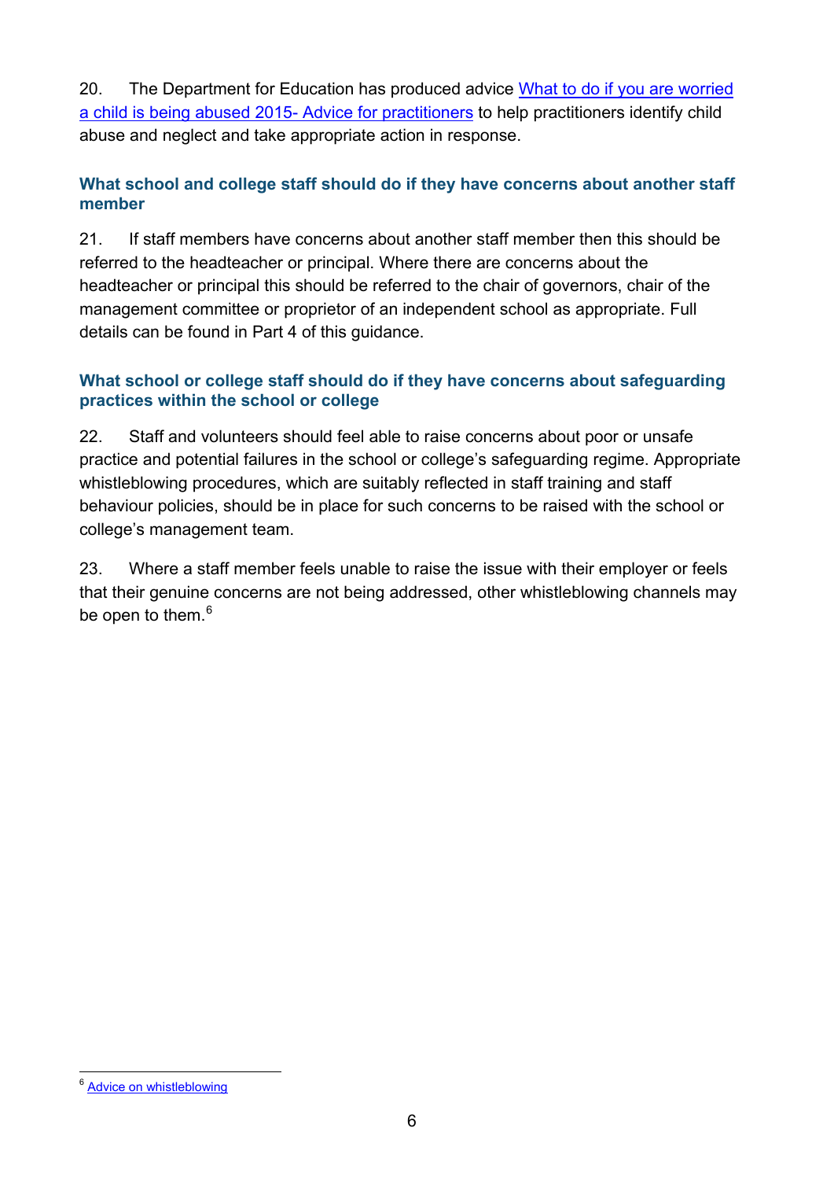20. The Department for Education has produced advice What to do if you are worried a child is being abused 2015- Advice for practitioners to help practitioners identify child abuse and neglect and take appropriate action in response.

### What school and college staff should do if they have concerns about another staff member

21. If staff members have concerns about another staff member then this should be referred to the headteacher or principal. Where there are concerns about the headteacher or principal this should be referred to the chair of governors, chair of the management committee or proprietor of an independent school as appropriate. Full details can be found in Part 4 of this guidance.

### What school or college staff should do if they have concerns about safeguarding practices within the school or college

22. Staff and volunteers should feel able to raise concerns about poor or unsafe practice and potential failures in the school or college's safeguarding regime. Appropriate whistleblowing procedures, which are suitably reflected in staff training and staff behaviour policies, should be in place for such concerns to be raised with the school or college's management team.

23. Where a staff member feels unable to raise the issue with their employer or feels that their genuine concerns are not being addressed, other whistleblowing channels may be open to them.[6]

[6] Advice on whistleblowing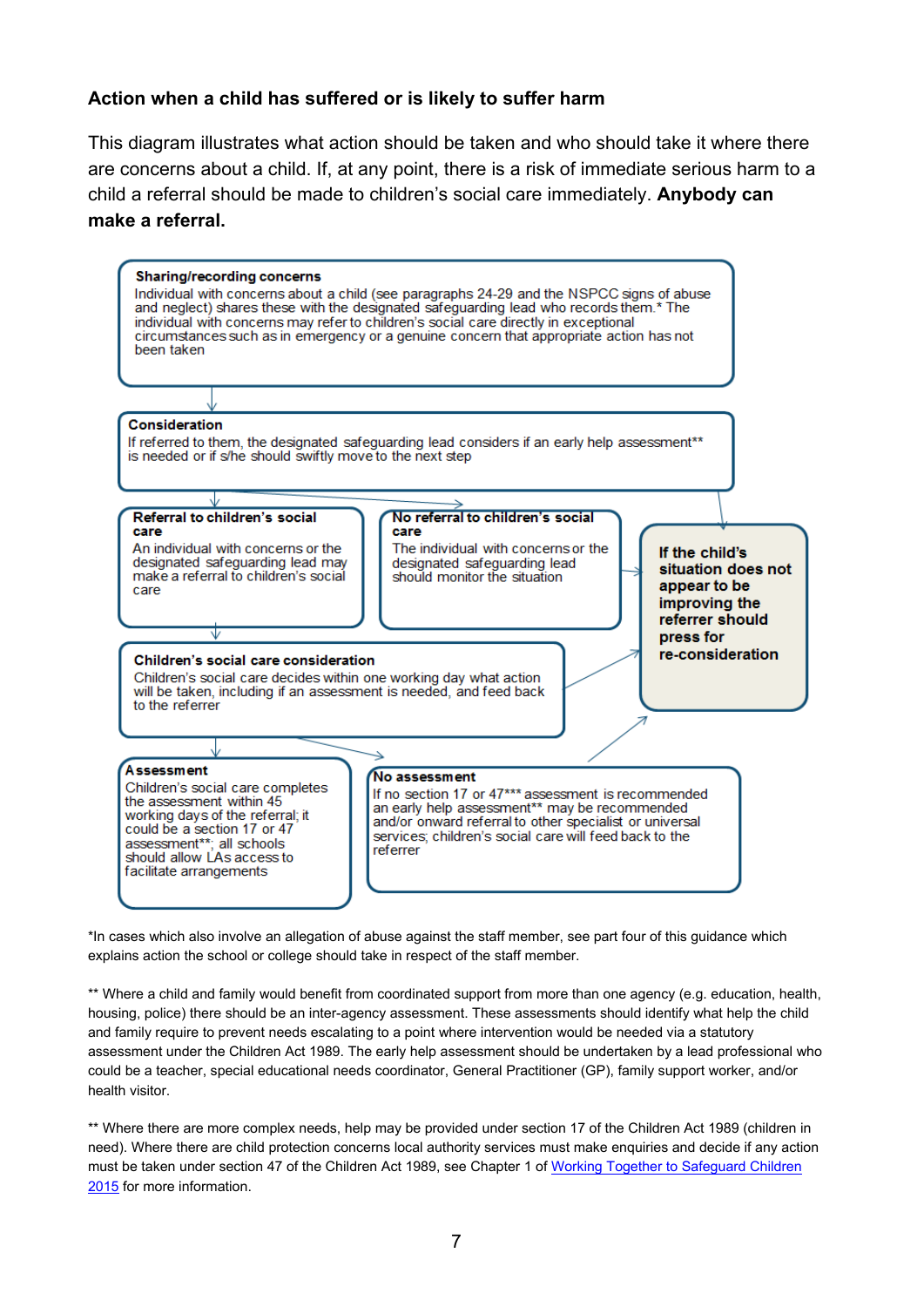### Action when a child has suffered or is likely to suffer harm

This diagram illustrates what action should be taken and who should take it where there are concerns about a child. If, at any point, there is a risk of immediate serious harm to a child a referral should be made to children's social care immediately. **Anybody can make a referral.**

**Sharing/recording concerns**
Individual with concerns about a child (see paragraphs 24-29 and the NSPCC signs of abuse and neglect) shares these with the designated safeguarding lead who records them.* The individual with concerns may refer to children's social care directly in exceptional circumstances such as in emergency or a genuine concern that appropriate action has not been taken

**Consideration**
If referred to them, the designated safeguarding lead considers if an early help assessment** is needed or if s/he should swiftly move to the next step

**Referral to children's social care**
An individual with concerns or the designated safeguarding lead may make a referral to children's social care

**No referral to children's social care**
The individual with concerns or the designated safeguarding lead should monitor the situation

**If the child's situation does not appear to be improving the referrer should press for re-consideration**

**Children's social care consideration**
Children's social care decides within one working day what action will be taken, including if an assessment is needed, and feed back to the referrer

**Assessment**
Children's social care completes the assessment within 45 working days of the referral; it could be a section 17 or 47 assessment**; all schools should allow LAs access to facilitate arrangements

**No assessment**
If no section 17 or 47*** assessment is recommended an early help assessment** may be recommended and/or onward referral to other specialist or universal services; children's social care will feed back to the referrer

*In cases which also involve an allegation of abuse against the staff member, see part four of this guidance which explains action the school or college should take in respect of the staff member.

** Where a child and family would benefit from coordinated support from more than one agency (e.g. education, health, housing, police) there should be an inter-agency assessment. These assessments should identify what help the child and family require to prevent needs escalating to a point where intervention would be needed via a statutory assessment under the Children Act 1989. The early help assessment should be undertaken by a lead professional who could be a teacher, special educational needs coordinator, General Practitioner (GP), family support worker, and/or health visitor.

** Where there are more complex needs, help may be provided under section 17 of the Children Act 1989 (children in need). Where there are child protection concerns local authority services must make enquiries and decide if any action must be taken under section 47 of the Children Act 1989, see Chapter 1 of Working Together to Safeguard Children 2015 for more information.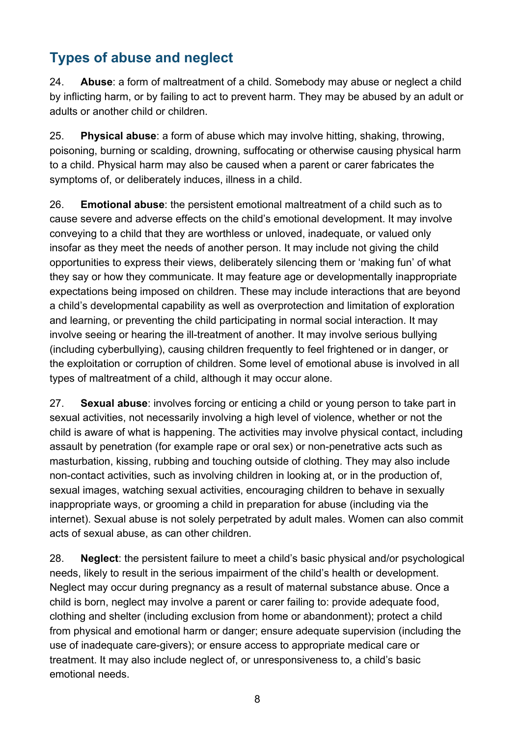## Types of abuse and neglect

24. **Abuse**: a form of maltreatment of a child. Somebody may abuse or neglect a child by inflicting harm, or by failing to act to prevent harm. They may be abused by an adult or adults or another child or children.

25. **Physical abuse**: a form of abuse which may involve hitting, shaking, throwing, poisoning, burning or scalding, drowning, suffocating or otherwise causing physical harm to a child. Physical harm may also be caused when a parent or carer fabricates the symptoms of, or deliberately induces, illness in a child.

26. **Emotional abuse**: the persistent emotional maltreatment of a child such as to cause severe and adverse effects on the child's emotional development. It may involve conveying to a child that they are worthless or unloved, inadequate, or valued only insofar as they meet the needs of another person. It may include not giving the child opportunities to express their views, deliberately silencing them or 'making fun' of what they say or how they communicate. It may feature age or developmentally inappropriate expectations being imposed on children. These may include interactions that are beyond a child's developmental capability as well as overprotection and limitation of exploration and learning, or preventing the child participating in normal social interaction. It may involve seeing or hearing the ill-treatment of another. It may involve serious bullying (including cyberbullying), causing children frequently to feel frightened or in danger, or the exploitation or corruption of children. Some level of emotional abuse is involved in all types of maltreatment of a child, although it may occur alone.

27. **Sexual abuse**: involves forcing or enticing a child or young person to take part in sexual activities, not necessarily involving a high level of violence, whether or not the child is aware of what is happening. The activities may involve physical contact, including assault by penetration (for example rape or oral sex) or non-penetrative acts such as masturbation, kissing, rubbing and touching outside of clothing. They may also include non-contact activities, such as involving children in looking at, or in the production of, sexual images, watching sexual activities, encouraging children to behave in sexually inappropriate ways, or grooming a child in preparation for abuse (including via the internet). Sexual abuse is not solely perpetrated by adult males. Women can also commit acts of sexual abuse, as can other children.

28. **Neglect**: the persistent failure to meet a child's basic physical and/or psychological needs, likely to result in the serious impairment of the child's health or development. Neglect may occur during pregnancy as a result of maternal substance abuse. Once a child is born, neglect may involve a parent or carer failing to: provide adequate food, clothing and shelter (including exclusion from home or abandonment); protect a child from physical and emotional harm or danger; ensure adequate supervision (including the use of inadequate care-givers); or ensure access to appropriate medical care or treatment. It may also include neglect of, or unresponsiveness to, a child's basic emotional needs.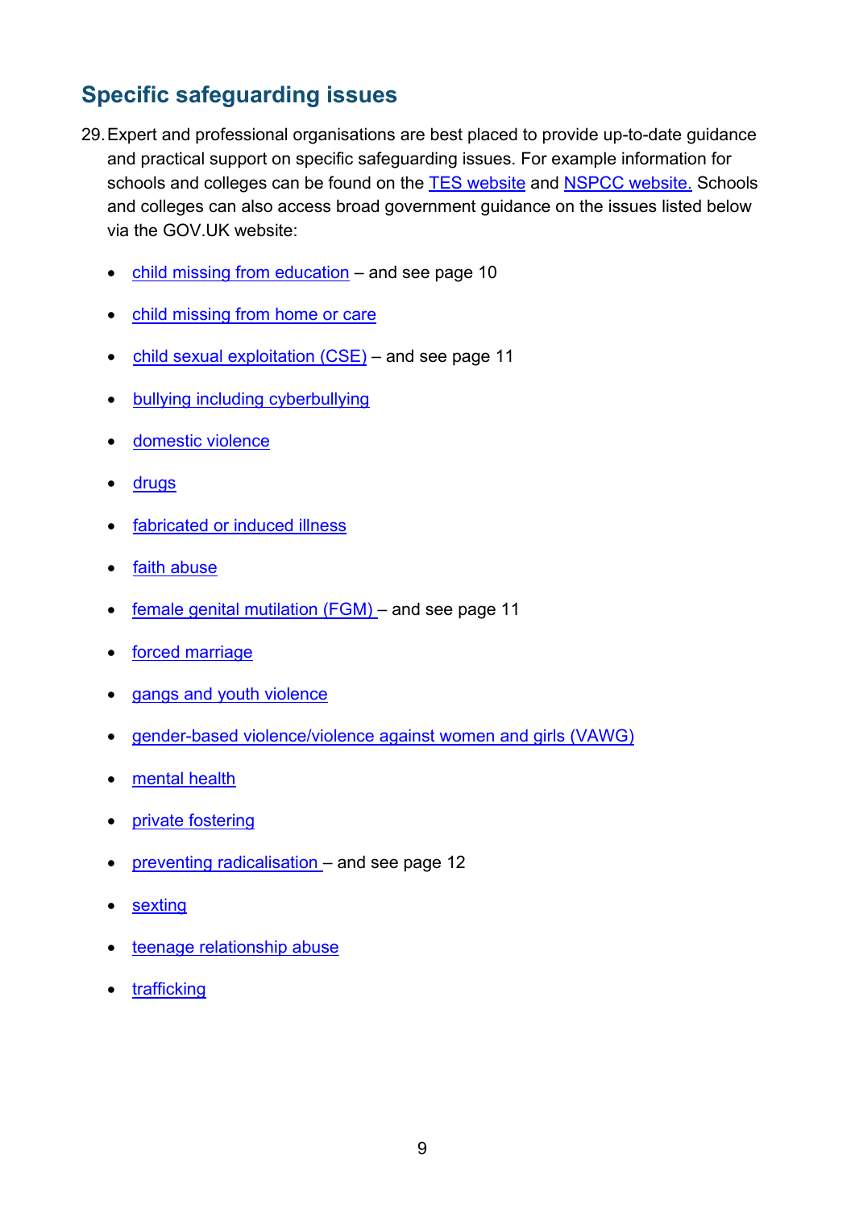## Specific safeguarding issues

29. Expert and professional organisations are best placed to provide up-to-date guidance and practical support on specific safeguarding issues. For example information for schools and colleges can be found on the TES website and NSPCC website. Schools and colleges can also access broad government guidance on the issues listed below via the GOV.UK website:

- child missing from education – and see page 10
- child missing from home or care
- child sexual exploitation (CSE) – and see page 11
- bullying including cyberbullying
- domestic violence
- drugs
- fabricated or induced illness
- faith abuse
- female genital mutilation (FGM) – and see page 11
- forced marriage
- gangs and youth violence
- gender-based violence/violence against women and girls (VAWG)
- mental health
- private fostering
- preventing radicalisation – and see page 12
- sexting
- teenage relationship abuse
- trafficking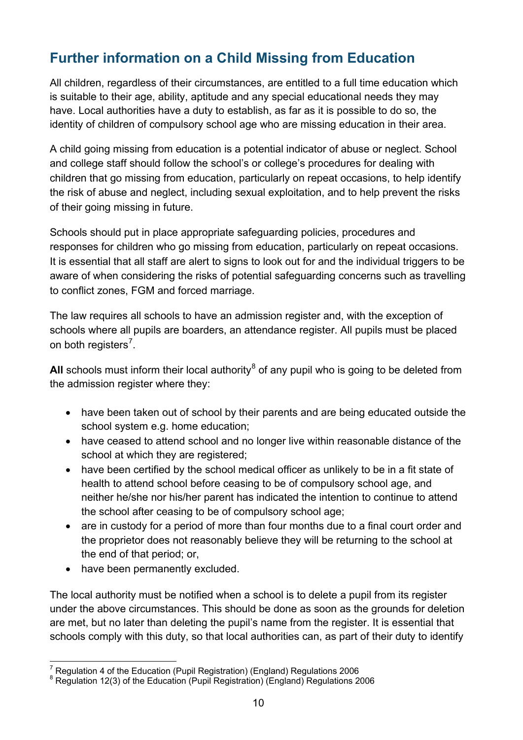## Further information on a Child Missing from Education

All children, regardless of their circumstances, are entitled to a full time education which is suitable to their age, ability, aptitude and any special educational needs they may have. Local authorities have a duty to establish, as far as it is possible to do so, the identity of children of compulsory school age who are missing education in their area.

A child going missing from education is a potential indicator of abuse or neglect. School and college staff should follow the school's or college's procedures for dealing with children that go missing from education, particularly on repeat occasions, to help identify the risk of abuse and neglect, including sexual exploitation, and to help prevent the risks of their going missing in future.

Schools should put in place appropriate safeguarding policies, procedures and responses for children who go missing from education, particularly on repeat occasions. It is essential that all staff are alert to signs to look out for and the individual triggers to be aware of when considering the risks of potential safeguarding concerns such as travelling to conflict zones, FGM and forced marriage.

The law requires all schools to have an admission register and, with the exception of schools where all pupils are boarders, an attendance register. All pupils must be placed on both registers[7].

**All** schools must inform their local authority[8] of any pupil who is going to be deleted from the admission register where they:

- have been taken out of school by their parents and are being educated outside the school system e.g. home education;
- have ceased to attend school and no longer live within reasonable distance of the school at which they are registered;
- have been certified by the school medical officer as unlikely to be in a fit state of health to attend school before ceasing to be of compulsory school age, and neither he/she nor his/her parent has indicated the intention to continue to attend the school after ceasing to be of compulsory school age;
- are in custody for a period of more than four months due to a final court order and the proprietor does not reasonably believe they will be returning to the school at the end of that period; or,
- have been permanently excluded.

The local authority must be notified when a school is to delete a pupil from its register under the above circumstances. This should be done as soon as the grounds for deletion are met, but no later than deleting the pupil's name from the register. It is essential that schools comply with this duty, so that local authorities can, as part of their duty to identify

---

[7] Regulation 4 of the Education (Pupil Registration) (England) Regulations 2006

[8] Regulation 12(3) of the Education (Pupil Registration) (England) Regulations 2006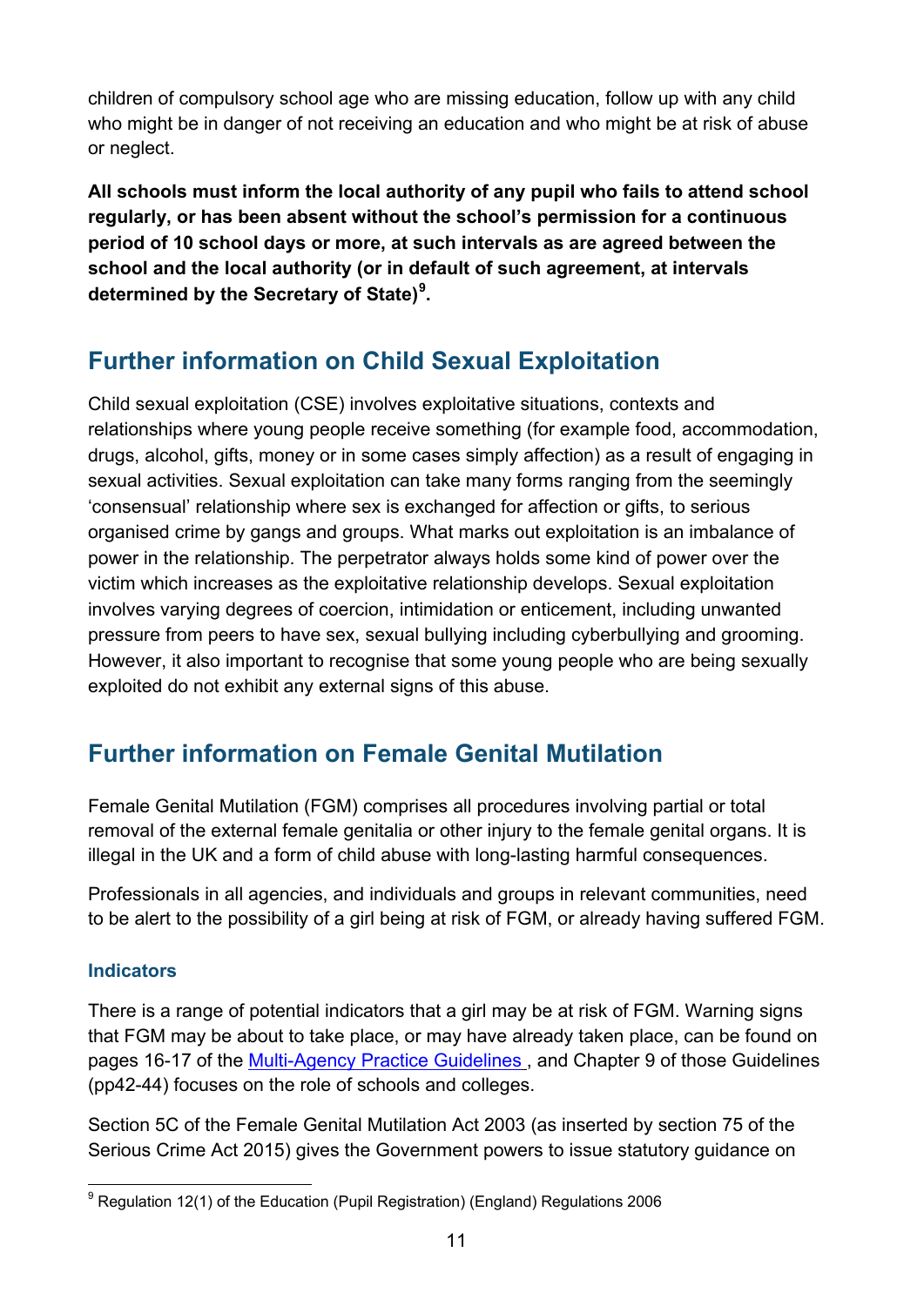children of compulsory school age who are missing education, follow up with any child who might be in danger of not receiving an education and who might be at risk of abuse or neglect.

**All schools must inform the local authority of any pupil who fails to attend school regularly, or has been absent without the school's permission for a continuous period of 10 school days or more, at such intervals as are agreed between the school and the local authority (or in default of such agreement, at intervals determined by the Secretary of State)[9].**

## Further information on Child Sexual Exploitation

Child sexual exploitation (CSE) involves exploitative situations, contexts and relationships where young people receive something (for example food, accommodation, drugs, alcohol, gifts, money or in some cases simply affection) as a result of engaging in sexual activities. Sexual exploitation can take many forms ranging from the seemingly 'consensual' relationship where sex is exchanged for affection or gifts, to serious organised crime by gangs and groups. What marks out exploitation is an imbalance of power in the relationship. The perpetrator always holds some kind of power over the victim which increases as the exploitative relationship develops. Sexual exploitation involves varying degrees of coercion, intimidation or enticement, including unwanted pressure from peers to have sex, sexual bullying including cyberbullying and grooming. However, it also important to recognise that some young people who are being sexually exploited do not exhibit any external signs of this abuse.

## Further information on Female Genital Mutilation

Female Genital Mutilation (FGM) comprises all procedures involving partial or total removal of the external female genitalia or other injury to the female genital organs. It is illegal in the UK and a form of child abuse with long-lasting harmful consequences.

Professionals in all agencies, and individuals and groups in relevant communities, need to be alert to the possibility of a girl being at risk of FGM, or already having suffered FGM.

### Indicators

There is a range of potential indicators that a girl may be at risk of FGM. Warning signs that FGM may be about to take place, or may have already taken place, can be found on pages 16-17 of the Multi-Agency Practice Guidelines , and Chapter 9 of those Guidelines (pp42-44) focuses on the role of schools and colleges.

Section 5C of the Female Genital Mutilation Act 2003 (as inserted by section 75 of the Serious Crime Act 2015) gives the Government powers to issue statutory guidance on

---

[9] Regulation 12(1) of the Education (Pupil Registration) (England) Regulations 2006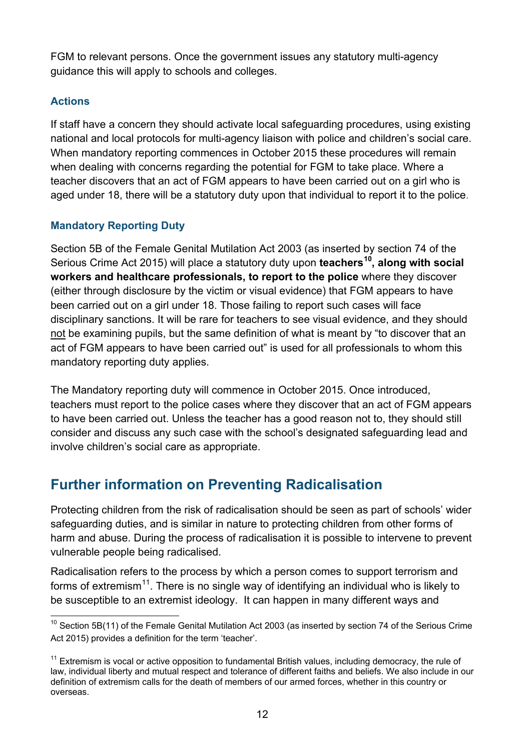FGM to relevant persons. Once the government issues any statutory multi-agency guidance this will apply to schools and colleges.

### Actions

If staff have a concern they should activate local safeguarding procedures, using existing national and local protocols for multi-agency liaison with police and children's social care. When mandatory reporting commences in October 2015 these procedures will remain when dealing with concerns regarding the potential for FGM to take place. Where a teacher discovers that an act of FGM appears to have been carried out on a girl who is aged under 18, there will be a statutory duty upon that individual to report it to the police.

### Mandatory Reporting Duty

Section 5B of the Female Genital Mutilation Act 2003 (as inserted by section 74 of the Serious Crime Act 2015) will place a statutory duty upon **teachers[10], along with social workers and healthcare professionals, to report to the police** where they discover (either through disclosure by the victim or visual evidence) that FGM appears to have been carried out on a girl under 18. Those failing to report such cases will face disciplinary sanctions. It will be rare for teachers to see visual evidence, and they should <u>not</u> be examining pupils, but the same definition of what is meant by "to discover that an act of FGM appears to have been carried out" is used for all professionals to whom this mandatory reporting duty applies.

The Mandatory reporting duty will commence in October 2015. Once introduced, teachers must report to the police cases where they discover that an act of FGM appears to have been carried out. Unless the teacher has a good reason not to, they should still consider and discuss any such case with the school's designated safeguarding lead and involve children's social care as appropriate.

## Further information on Preventing Radicalisation

Protecting children from the risk of radicalisation should be seen as part of schools' wider safeguarding duties, and is similar in nature to protecting children from other forms of harm and abuse. During the process of radicalisation it is possible to intervene to prevent vulnerable people being radicalised.

Radicalisation refers to the process by which a person comes to support terrorism and forms of extremism[11]. There is no single way of identifying an individual who is likely to be susceptible to an extremist ideology. It can happen in many different ways and

---

[10] Section 5B(11) of the Female Genital Mutilation Act 2003 (as inserted by section 74 of the Serious Crime Act 2015) provides a definition for the term 'teacher'.

[11] Extremism is vocal or active opposition to fundamental British values, including democracy, the rule of law, individual liberty and mutual respect and tolerance of different faiths and beliefs. We also include in our definition of extremism calls for the death of members of our armed forces, whether in this country or overseas.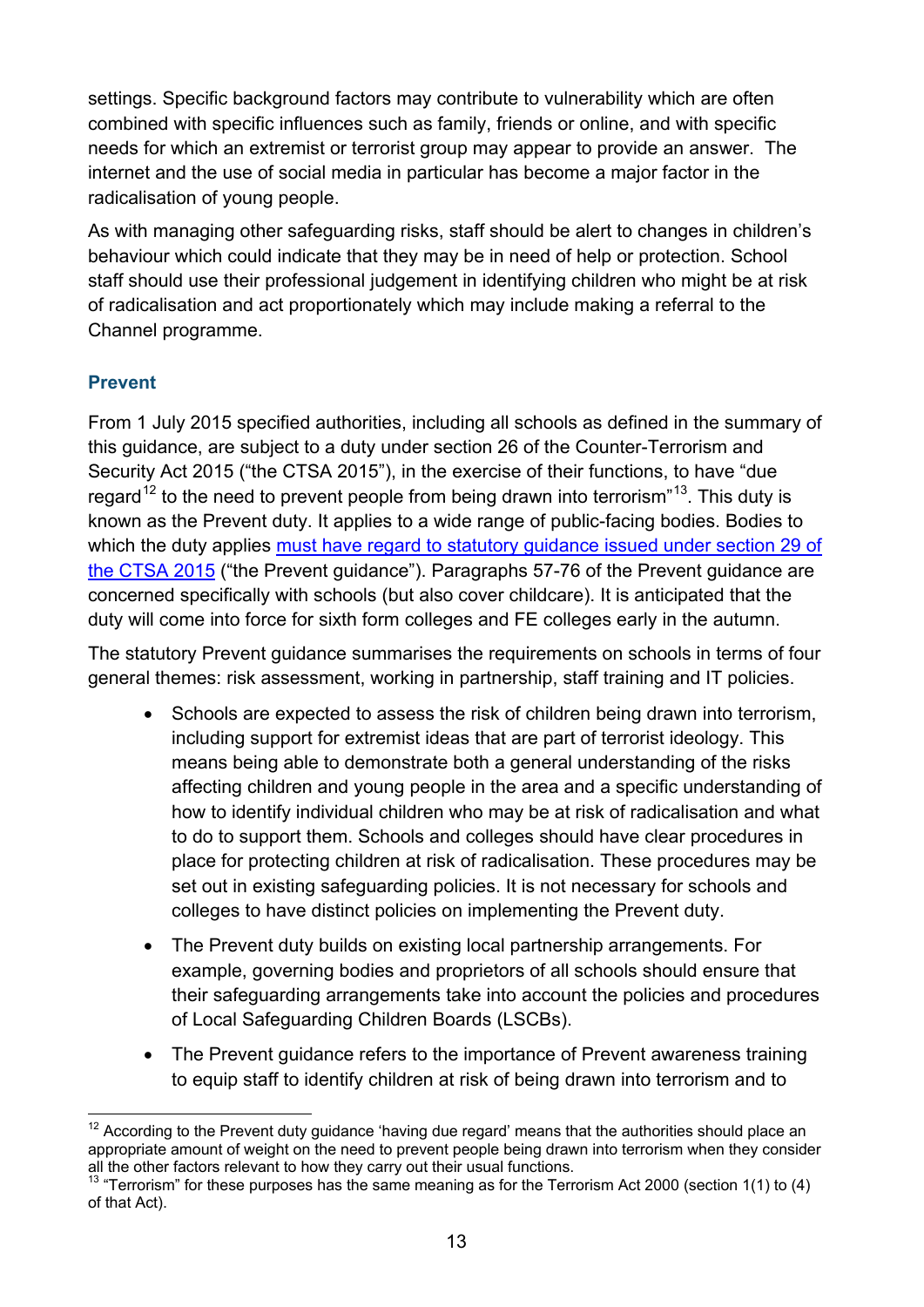settings. Specific background factors may contribute to vulnerability which are often combined with specific influences such as family, friends or online, and with specific needs for which an extremist or terrorist group may appear to provide an answer. The internet and the use of social media in particular has become a major factor in the radicalisation of young people.

As with managing other safeguarding risks, staff should be alert to changes in children's behaviour which could indicate that they may be in need of help or protection. School staff should use their professional judgement in identifying children who might be at risk of radicalisation and act proportionately which may include making a referral to the Channel programme.

### Prevent

From 1 July 2015 specified authorities, including all schools as defined in the summary of this guidance, are subject to a duty under section 26 of the Counter-Terrorism and Security Act 2015 ("the CTSA 2015"), in the exercise of their functions, to have "due regard[12] to the need to prevent people from being drawn into terrorism"[13]. This duty is known as the Prevent duty. It applies to a wide range of public-facing bodies. Bodies to which the duty applies must have regard to statutory guidance issued under section 29 of the CTSA 2015 ("the Prevent guidance"). Paragraphs 57-76 of the Prevent guidance are concerned specifically with schools (but also cover childcare). It is anticipated that the duty will come into force for sixth form colleges and FE colleges early in the autumn.

The statutory Prevent guidance summarises the requirements on schools in terms of four general themes: risk assessment, working in partnership, staff training and IT policies.

- Schools are expected to assess the risk of children being drawn into terrorism, including support for extremist ideas that are part of terrorist ideology. This means being able to demonstrate both a general understanding of the risks affecting children and young people in the area and a specific understanding of how to identify individual children who may be at risk of radicalisation and what to do to support them. Schools and colleges should have clear procedures in place for protecting children at risk of radicalisation. These procedures may be set out in existing safeguarding policies. It is not necessary for schools and colleges to have distinct policies on implementing the Prevent duty.
- The Prevent duty builds on existing local partnership arrangements. For example, governing bodies and proprietors of all schools should ensure that their safeguarding arrangements take into account the policies and procedures of Local Safeguarding Children Boards (LSCBs).
- The Prevent guidance refers to the importance of Prevent awareness training to equip staff to identify children at risk of being drawn into terrorism and to

---

[12] According to the Prevent duty guidance 'having due regard' means that the authorities should place an appropriate amount of weight on the need to prevent people being drawn into terrorism when they consider all the other factors relevant to how they carry out their usual functions.

[13] "Terrorism" for these purposes has the same meaning as for the Terrorism Act 2000 (section 1(1) to (4) of that Act).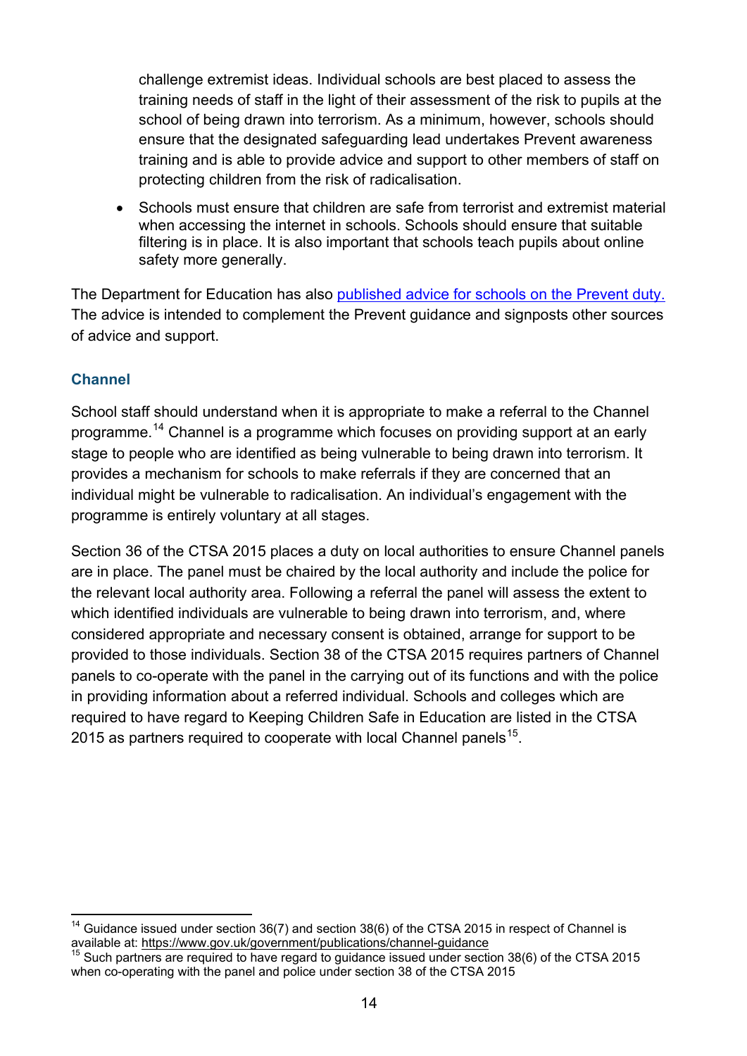challenge extremist ideas. Individual schools are best placed to assess the training needs of staff in the light of their assessment of the risk to pupils at the school of being drawn into terrorism. As a minimum, however, schools should ensure that the designated safeguarding lead undertakes Prevent awareness training and is able to provide advice and support to other members of staff on protecting children from the risk of radicalisation.

- Schools must ensure that children are safe from terrorist and extremist material when accessing the internet in schools. Schools should ensure that suitable filtering is in place. It is also important that schools teach pupils about online safety more generally.

The Department for Education has also [published advice for schools on the Prevent duty.](#) The advice is intended to complement the Prevent guidance and signposts other sources of advice and support.

### Channel

School staff should understand when it is appropriate to make a referral to the Channel programme.[14] Channel is a programme which focuses on providing support at an early stage to people who are identified as being vulnerable to being drawn into terrorism. It provides a mechanism for schools to make referrals if they are concerned that an individual might be vulnerable to radicalisation. An individual's engagement with the programme is entirely voluntary at all stages.

Section 36 of the CTSA 2015 places a duty on local authorities to ensure Channel panels are in place. The panel must be chaired by the local authority and include the police for the relevant local authority area. Following a referral the panel will assess the extent to which identified individuals are vulnerable to being drawn into terrorism, and, where considered appropriate and necessary consent is obtained, arrange for support to be provided to those individuals. Section 38 of the CTSA 2015 requires partners of Channel panels to co-operate with the panel in the carrying out of its functions and with the police in providing information about a referred individual. Schools and colleges which are required to have regard to Keeping Children Safe in Education are listed in the CTSA 2015 as partners required to cooperate with local Channel panels[15].

---

[14] Guidance issued under section 36(7) and section 38(6) of the CTSA 2015 in respect of Channel is available at: https://www.gov.uk/government/publications/channel-guidance

[15] Such partners are required to have regard to guidance issued under section 38(6) of the CTSA 2015 when co-operating with the panel and police under section 38 of the CTSA 2015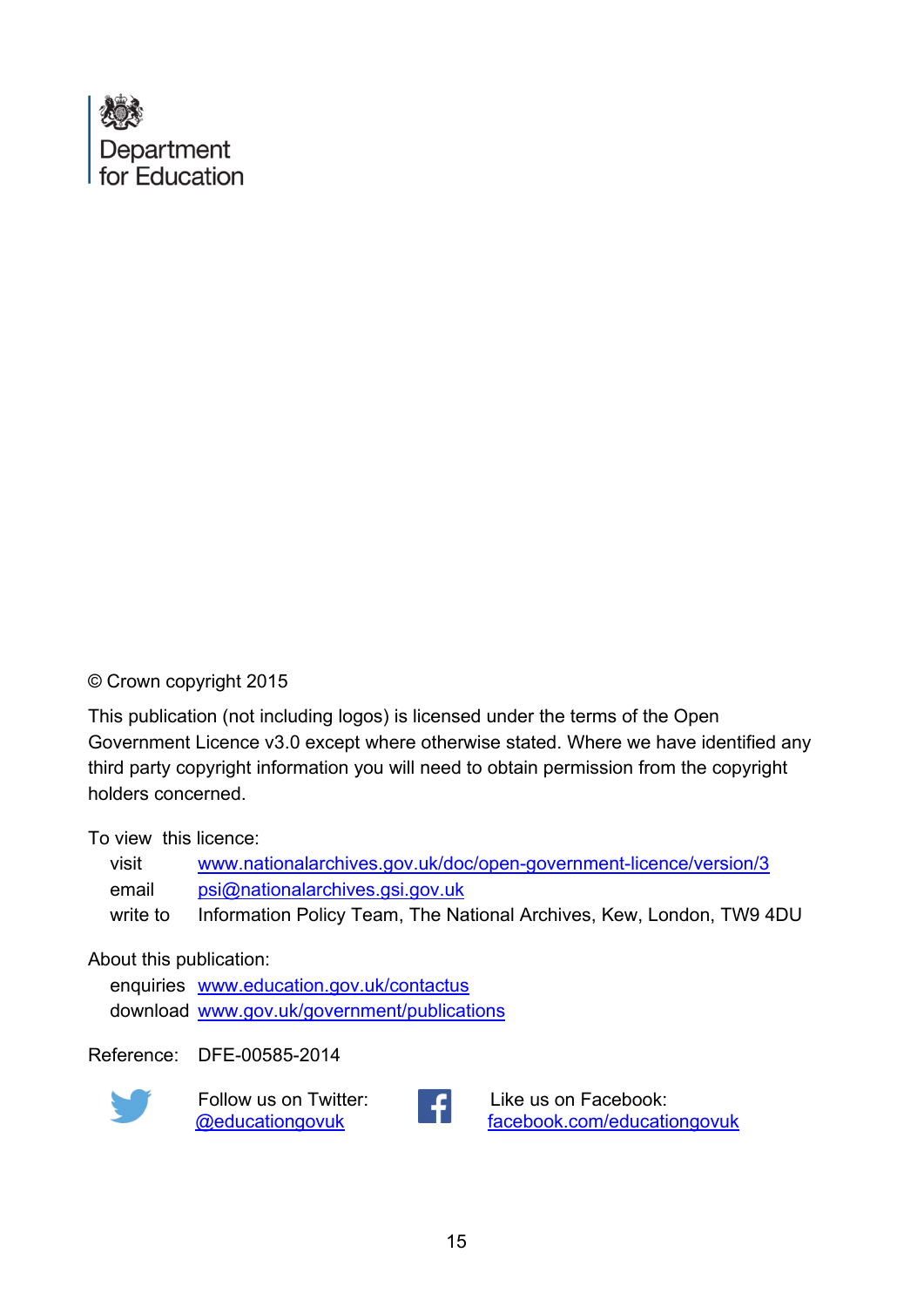Department for Education

© Crown copyright 2015

This publication (not including logos) is licensed under the terms of the Open Government Licence v3.0 except where otherwise stated. Where we have identified any third party copyright information you will need to obtain permission from the copyright holders concerned.

To view this licence:

| | |
|---|---|
| visit | www.nationalarchives.gov.uk/doc/open-government-licence/version/3 |
| email | psi@nationalarchives.gsi.gov.uk |
| write to | Information Policy Team, The National Archives, Kew, London, TW9 4DU |

About this publication:

| | |
|---|---|
| enquiries | www.education.gov.uk/contactus |
| download | www.gov.uk/government/publications |

Reference: DFE-00585-2014

Follow us on Twitter: @educationgovuk

Like us on Facebook: facebook.com/educationgovuk